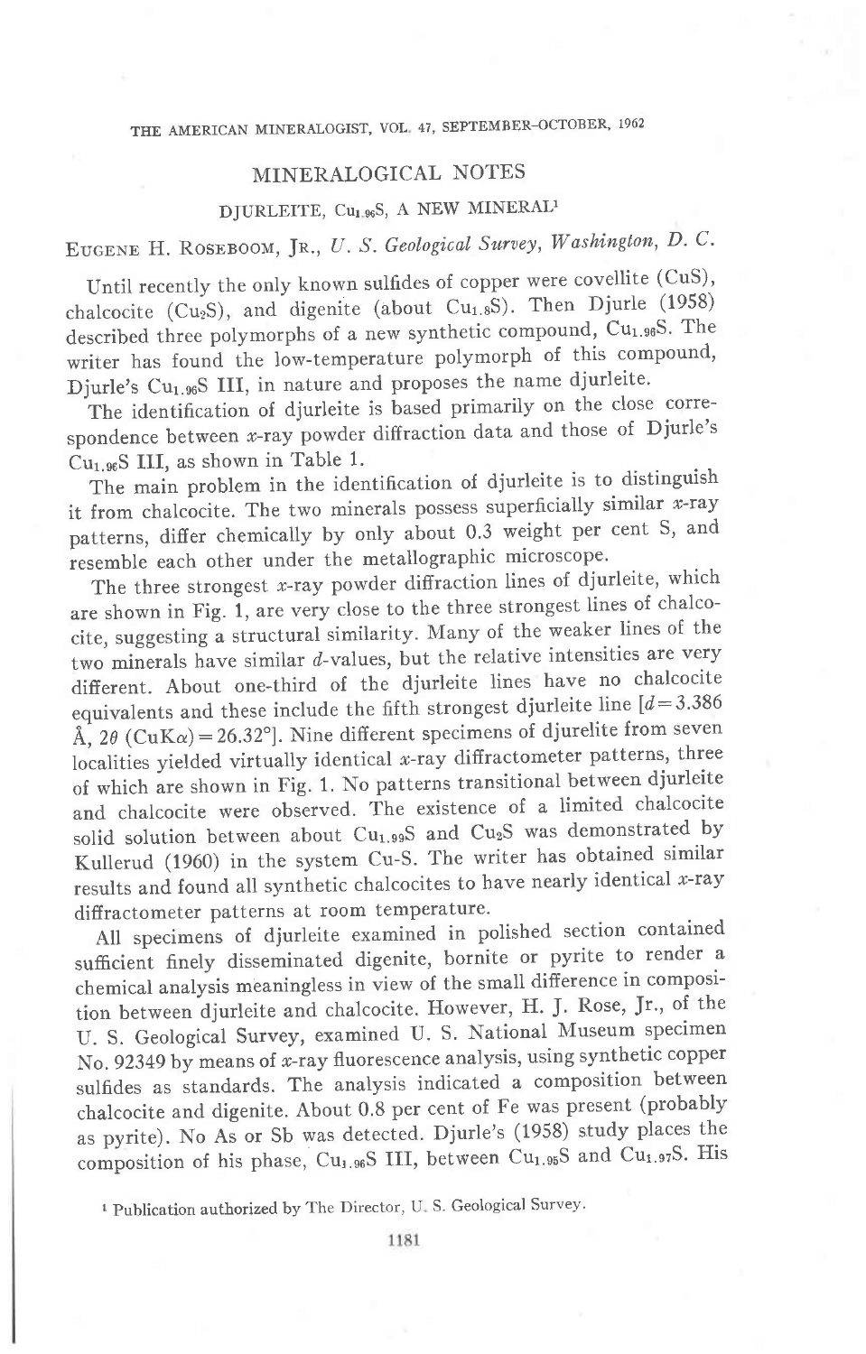## MINERALOGICAL NOTES

### DJURLEITE, $Cu_{1.96}S$, A NEW MINERAL[1]

EUGENE H. ROSEBOOM, JR., *U. S. Geological Survey, Washington, D. C.*

Until recently the only known sulfides of copper were covellite (CuS), chalcocite ($Cu_2S$), and digenite (about $Cu_{1.8}S$). Then Djurle (1958) described three polymorphs of a new synthetic compound, $Cu_{1.96}S$. The writer has found the low-temperature polymorph of this compound, Djurle's $Cu_{1.96}S$ III, in nature and proposes the name djurleite.

The identification of djurleite is based primarily on the close correspondence between *x*-ray powder diffraction data and those of Djurle's $Cu_{1.96}S$ III, as shown in Table 1.

The main problem in the identification of djurleite is to distinguish it from chalcocite. The two minerals possess superficially similar *x*-ray patterns, differ chemically by only about 0.3 weight per cent S, and resemble each other under the metallographic microscope.

The three strongest *x*-ray powder diffraction lines of djurleite, which are shown in Fig. 1, are very close to the three strongest lines of chalcocite, suggesting a structural similarity. Many of the weaker lines of the two minerals have similar *d*-values, but the relative intensities are very different. About one-third of the djurleite lines have no chalcocite equivalents and these include the fifth strongest djurleite line [$d = 3.386$ Å, $2\theta$ (CuK$\alpha$) $= 26.32°$]. Nine different specimens of djurelite from seven localities yielded virtually identical *x*-ray diffractometer patterns, three of which are shown in Fig. 1. No patterns transitional between djurleite and chalcocite were observed. The existence of a limited chalcocite solid solution between about $Cu_{1.99}S$ and $Cu_2S$ was demonstrated by Kullerud (1960) in the system Cu-S. The writer has obtained similar results and found all synthetic chalcocites to have nearly identical *x*-ray diffractometer patterns at room temperature.

All specimens of djurleite examined in polished section contained sufficient finely disseminated digenite, bornite or pyrite to render a chemical analysis meaningless in view of the small difference in composition between djurleite and chalcocite. However, H. J. Rose, Jr., of the U. S. Geological Survey, examined U. S. National Museum specimen No. 92349 by means of *x*-ray fluorescence analysis, using synthetic copper sulfides as standards. The analysis indicated a composition between chalcocite and digenite. About 0.8 per cent of Fe was present (probably as pyrite). No As or Sb was detected. Djurle's (1958) study places the composition of his phase, $Cu_{1.96}S$ III, between $Cu_{1.95}S$ and $Cu_{1.97}S$. His

[1] Publication authorized by The Director, U. S. Geological Survey.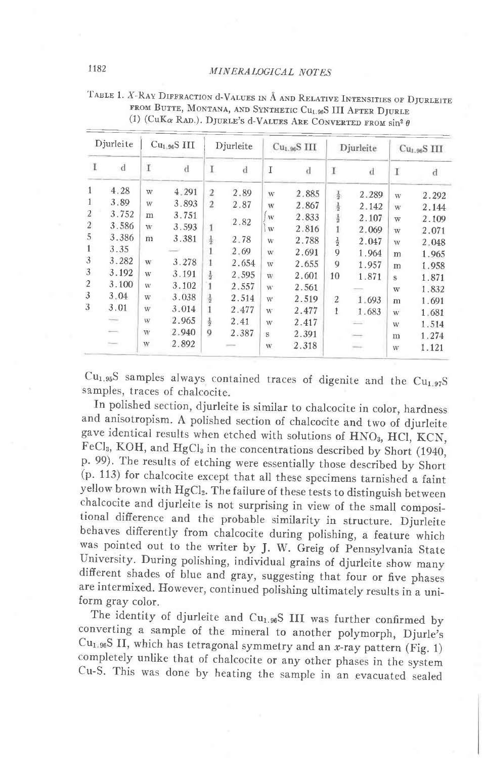TABLE 1. X-RAY DIFFRACTION d-VALUES IN Å AND RELATIVE INTENSITIES OF DJURLEITE FROM BUTTE, MONTANA, AND SYNTHETIC $Cu_{1.96}S$ III AFTER DJURLE (1) (CuKα RAD.). DJURLE'S d-VALUES ARE CONVERTED FROM $\sin^2 \theta$

| Djurleite | | $Cu_{1.96}S$ III | | Djurleite | | $Cu_{1.96}S$ III | | Djurleite | | $Cu_{1.96}S$ III | |
|---|---|---|---|---|---|---|---|---|---|---|---|
| I | d | I | d | I | d | I | d | I | d | I | d |
| 1 | 4.28 | w | 4.291 | 2 | 2.89 | w | 2.885 | ½ | 2.289 | w | 2.292 |
| 1 | 3.89 | w | 3.893 | 2 | 2.87 | w | 2.867 | ½ | 2.142 | w | 2.144 |
| 2 | 3.752 | m | 3.751 | 1 | 2.82 | w | 2.833 | ½ | 2.107 | w | 2.109 |
| 2 | 3.586 | w | 3.593 | | | w | 2.816 | 1 | 2.069 | w | 2.071 |
| 5 | 3.386 | m | 3.381 | ½ | 2.78 | w | 2.788 | ½ | 2.047 | w | 2.048 |
| 1 | 3.35 | | — | 1 | 2.69 | w | 2.691 | 9 | 1.964 | m | 1.965 |
| 3 | 3.282 | w | 3.278 | 1 | 2.654 | w | 2.655 | 9 | 1.957 | m | 1.958 |
| 3 | 3.192 | w | 3.191 | ½ | 2.595 | w | 2.601 | 10 | 1.871 | s | 1.871 |
| 2 | 3.100 | w | 3.102 | 1 | 2.557 | w | 2.561 | | — | w | 1.832 |
| 3 | 3.04 | w | 3.038 | ½ | 2.514 | w | 2.519 | 2 | 1.693 | m | 1.691 |
| 3 | 3.01 | w | 3.014 | 1 | 2.477 | w | 2.477 | 1 | 1.683 | w | 1.681 |
| | — | w | 2.965 | ½ | 2.41 | w | 2.417 | | — | w | 1.514 |
| | — | w | 2.940 | 9 | 2.387 | s | 2.391 | | — | m | 1.274 |
| | — | w | 2.892 | | — | w | 2.318 | | — | w | 1.121 |

$Cu_{1.95}S$ samples always contained traces of digenite and the $Cu_{1.97}S$ samples, traces of chalcocite.

In polished section, djurleite is similar to chalcocite in color, hardness and anisotropism. A polished section of chalcocite and two of djurleite gave identical results when etched with solutions of $HNO_3$, HCl, KCN, $FeCl_3$, KOH, and $HgCl_3$ in the concentrations described by Short (1940, p. 99). The results of etching were essentially those described by Short (p. 113) for chalcocite except that all these specimens tarnished a faint yellow brown with $HgCl_2$. The failure of these tests to distinguish between chalcocite and djurleite is not surprising in view of the small compositional difference and the probable similarity in structure. Djurleite behaves differently from chalcocite during polishing, a feature which was pointed out to the writer by J. W. Greig of Pennsylvania State University. During polishing, individual grains of djurleite show many different shades of blue and gray, suggesting that four or five phases are intermixed. However, continued polishing ultimately results in a uniform gray color.

The identity of djurleite and $Cu_{1.96}S$ III was further confirmed by converting a sample of the mineral to another polymorph, Djurle's $Cu_{1.96}S$ II, which has tetragonal symmetry and an $x$-ray pattern (Fig. 1) completely unlike that of chalcocite or any other phases in the system Cu-S. This was done by heating the sample in an evacuated sealed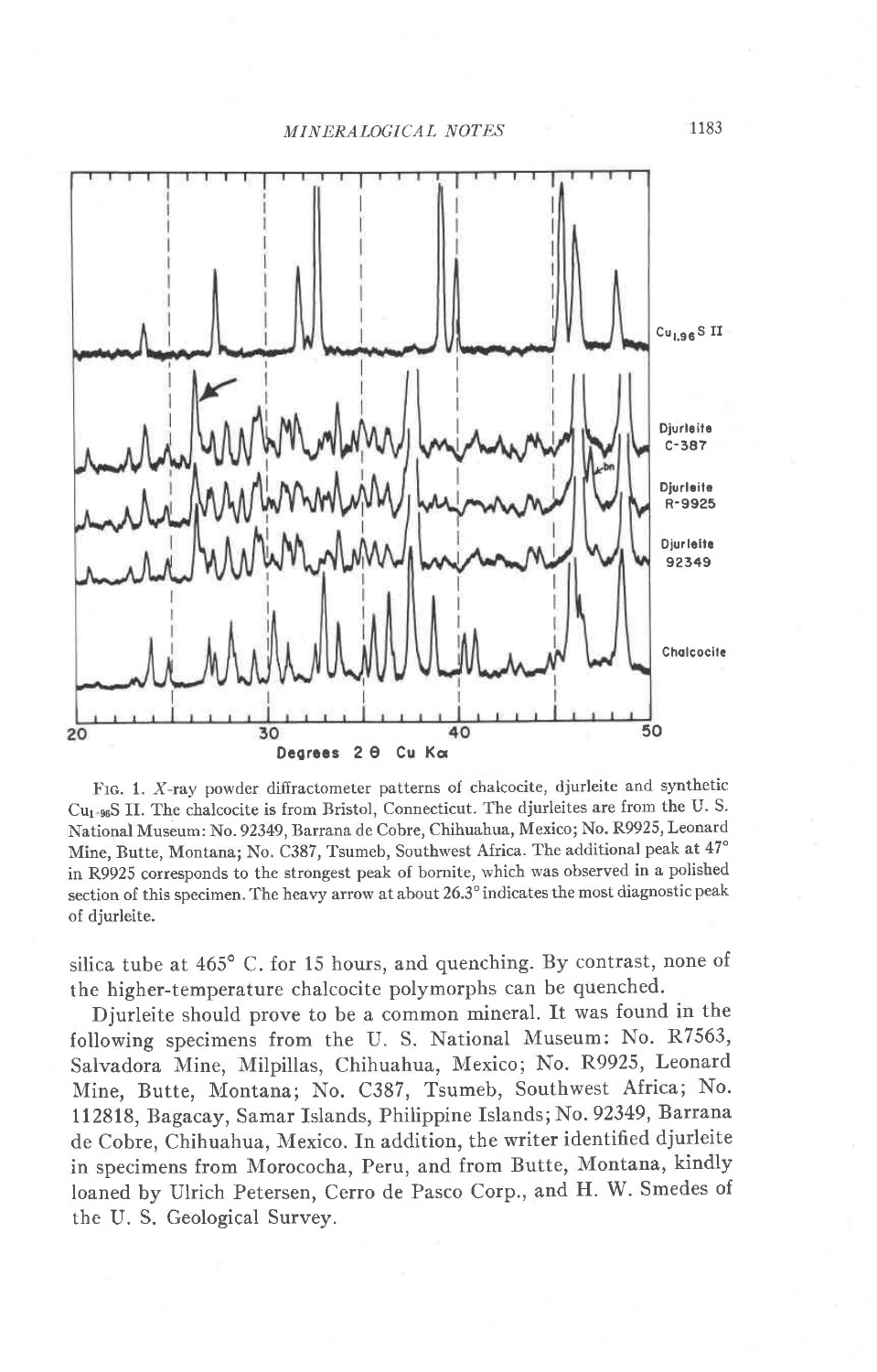FIG. 1. X-ray powder diffractometer patterns of chalcocite, djurleite and synthetic $Cu_{1.96}S$ II. The chalcocite is from Bristol, Connecticut. The djurleites are from the U. S. National Museum: No. 92349, Barrana de Cobre, Chihuahua, Mexico; No. R9925, Leonard Mine, Butte, Montana; No. C387, Tsumeb, Southwest Africa. The additional peak at 47° in R9925 corresponds to the strongest peak of bornite, which was observed in a polished section of this specimen. The heavy arrow at about 26.3° indicates the most diagnostic peak of djurleite.

silica tube at 465° C. for 15 hours, and quenching. By contrast, none of the higher-temperature chalcocite polymorphs can be quenched.

Djurleite should prove to be a common mineral. It was found in the following specimens from the U. S. National Museum: No. R7563, Salvadora Mine, Milpillas, Chihuahua, Mexico; No. R9925, Leonard Mine, Butte, Montana; No. C387, Tsumeb, Southwest Africa; No. 112818, Bagacay, Samar Islands, Philippine Islands; No. 92349, Barrana de Cobre, Chihuahua, Mexico. In addition, the writer identified djurleite in specimens from Morococha, Peru, and from Butte, Montana, kindly loaned by Ulrich Petersen, Cerro de Pasco Corp., and H. W. Smedes of the U. S. Geological Survey.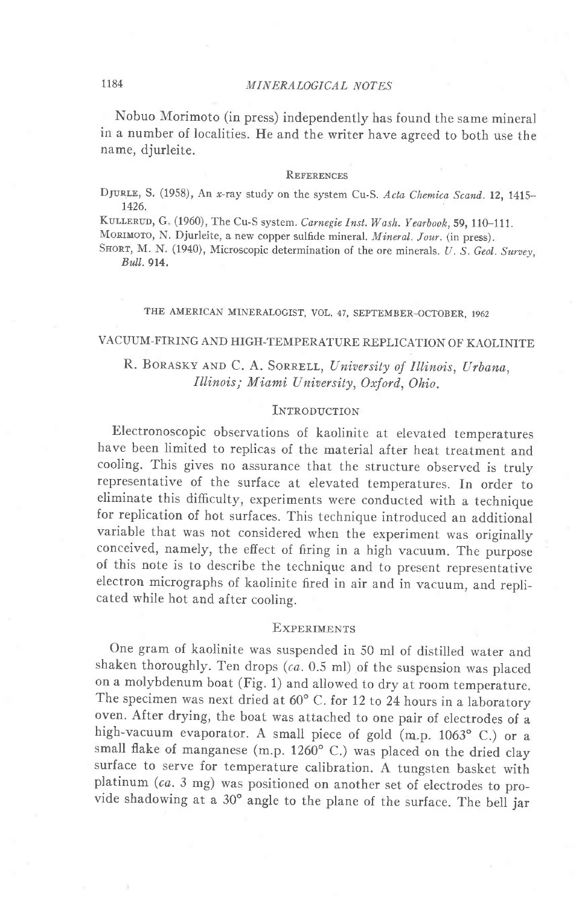Nobuo Morimoto (in press) independently has found the same mineral in a number of localities. He and the writer have agreed to both use the name, djurleite.

### References

Djurle, S. (1958), An *x*-ray study on the system Cu-S. *Acta Chemica Scand.* **12**, 1415–1426.

Kullerud, G. (1960), The Cu-S system. *Carnegie Inst. Wash. Yearbook*, **59**, 110–111.

Morimoto, N. Djurleite, a new copper sulfide mineral. *Mineral. Jour.* (in press).

Short, M. N. (1940), Microscopic determination of the ore minerals. *U. S. Geol. Survey, Bull.* **914.**

THE AMERICAN MINERALOGIST, VOL. 47, SEPTEMBER–OCTOBER, 1962

# VACUUM-FIRING AND HIGH-TEMPERATURE REPLICATION OF KAOLINITE

R. Borasky and C. A. Sorrell, *University of Illinois, Urbana, Illinois; Miami University, Oxford, Ohio.*

## Introduction

Electronoscopic observations of kaolinite at elevated temperatures have been limited to replicas of the material after heat treatment and cooling. This gives no assurance that the structure observed is truly representative of the surface at elevated temperatures. In order to eliminate this difficulty, experiments were conducted with a technique for replication of hot surfaces. This technique introduced an additional variable that was not considered when the experiment was originally conceived, namely, the effect of firing in a high vacuum. The purpose of this note is to describe the technique and to present representative electron micrographs of kaolinite fired in air and in vacuum, and replicated while hot and after cooling.

## Experiments

One gram of kaolinite was suspended in 50 ml of distilled water and shaken thoroughly. Ten drops (*ca.* 0.5 ml) of the suspension was placed on a molybdenum boat (Fig. 1) and allowed to dry at room temperature. The specimen was next dried at 60° C. for 12 to 24 hours in a laboratory oven. After drying, the boat was attached to one pair of electrodes of a high-vacuum evaporator. A small piece of gold (m.p. 1063° C.) or a small flake of manganese (m.p. 1260° C.) was placed on the dried clay surface to serve for temperature calibration. A tungsten basket with platinum (*ca.* 3 mg) was positioned on another set of electrodes to provide shadowing at a 30° angle to the plane of the surface. The bell jar